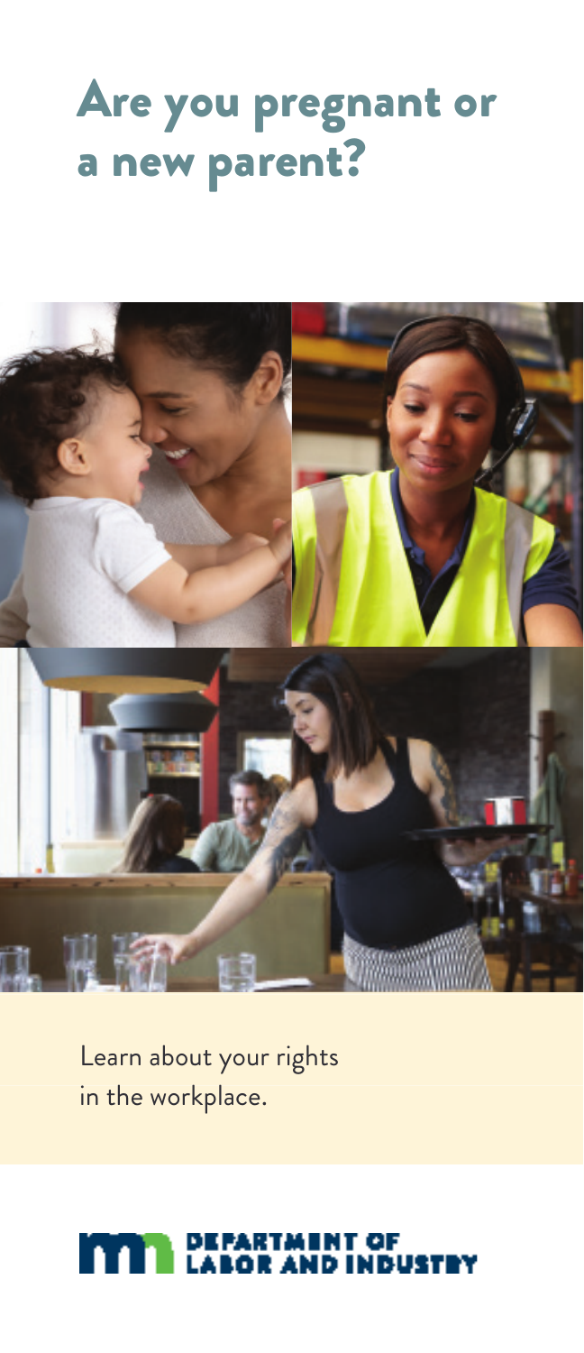# Are you pregnant or a new parent?

Learn about your rights in the workplace.

DEPARTMENT OF LABOR AND INDUSTRY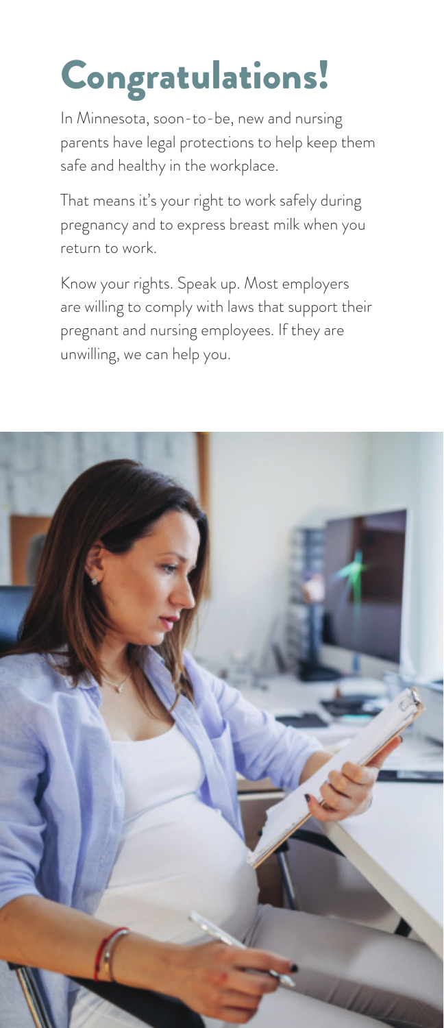# Congratulations!

In Minnesota, soon-to-be, new and nursing parents have legal protections to help keep them safe and healthy in the workplace.

That means it's your right to work safely during pregnancy and to express breast milk when you return to work.

Know your rights. Speak up. Most employers are willing to comply with laws that support their pregnant and nursing employees. If they are unwilling, we can help you.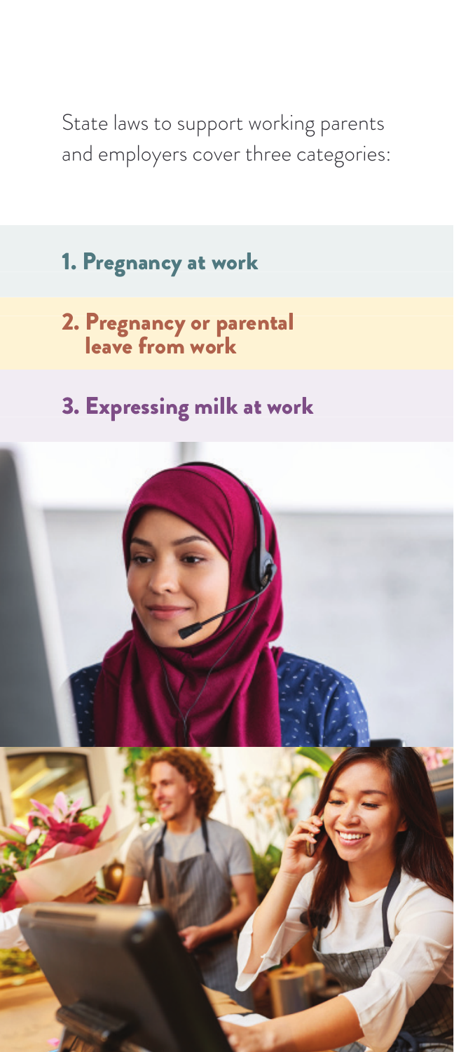State laws to support working parents and employers cover three categories:

## 1. Pregnancy at work

## 2. Pregnancy or parental leave from work

## 3. Expressing milk at work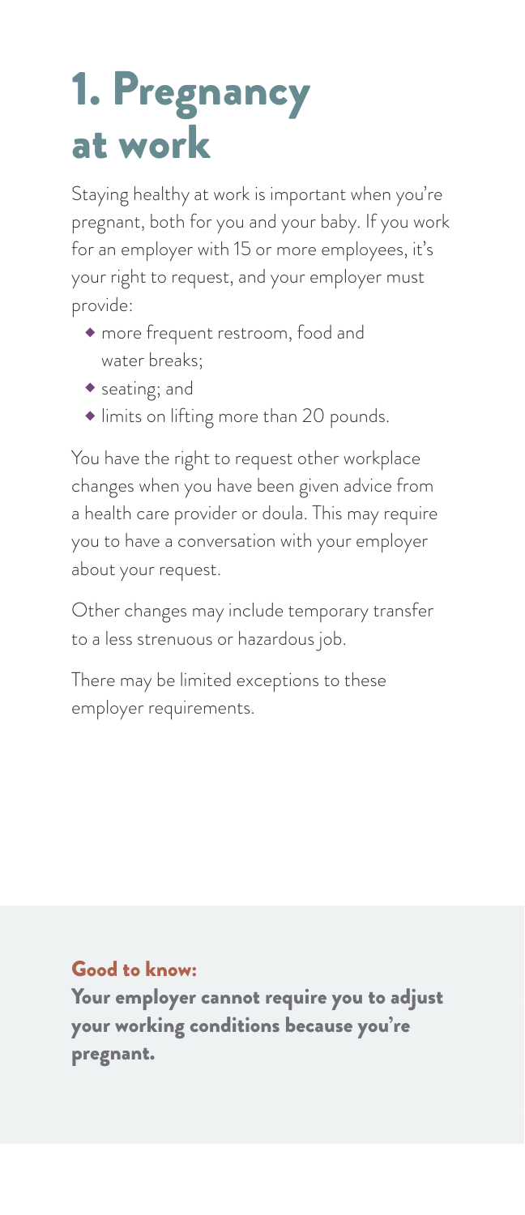# 1. Pregnancy at work

Staying healthy at work is important when you're pregnant, both for you and your baby. If you work for an employer with 15 or more employees, it's your right to request, and your employer must provide:

- more frequent restroom, food and water breaks;
- seating; and
- limits on lifting more than 20 pounds.

You have the right to request other workplace changes when you have been given advice from a health care provider or doula. This may require you to have a conversation with your employer about your request.

Other changes may include temporary transfer to a less strenuous or hazardous job.

There may be limited exceptions to these employer requirements.

**Good to know:**

**Your employer cannot require you to adjust your working conditions because you're pregnant.**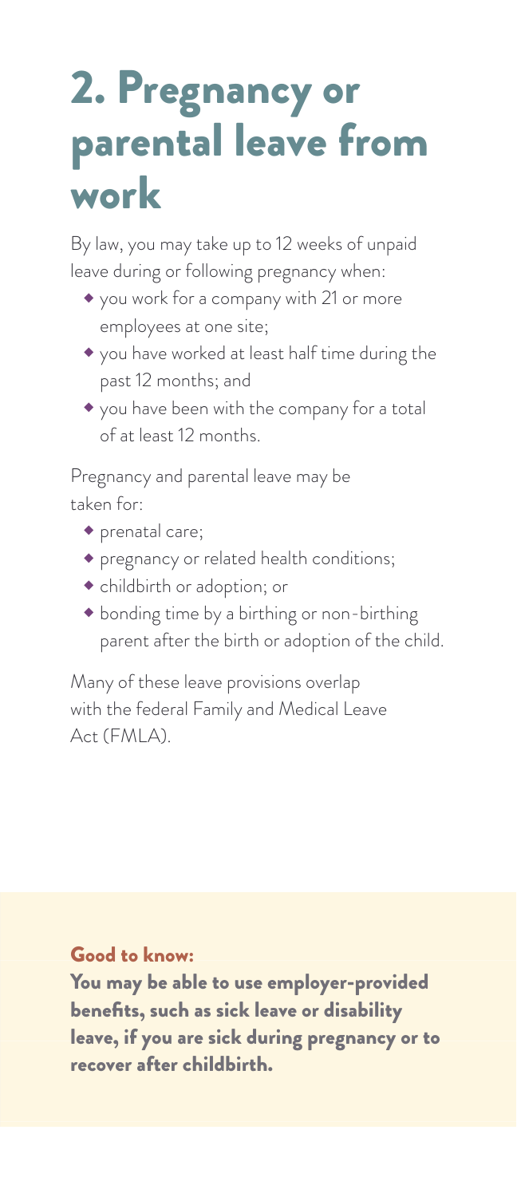# 2. Pregnancy or parental leave from work

By law, you may take up to 12 weeks of unpaid leave during or following pregnancy when:

- you work for a company with 21 or more employees at one site;
- you have worked at least half time during the past 12 months; and
- you have been with the company for a total of at least 12 months.

Pregnancy and parental leave may be taken for:

- prenatal care;
- pregnancy or related health conditions;
- childbirth or adoption; or
- bonding time by a birthing or non-birthing parent after the birth or adoption of the child.

Many of these leave provisions overlap with the federal Family and Medical Leave Act (FMLA).

**Good to know:**

**You may be able to use employer-provided benefits, such as sick leave or disability leave, if you are sick during pregnancy or to recover after childbirth.**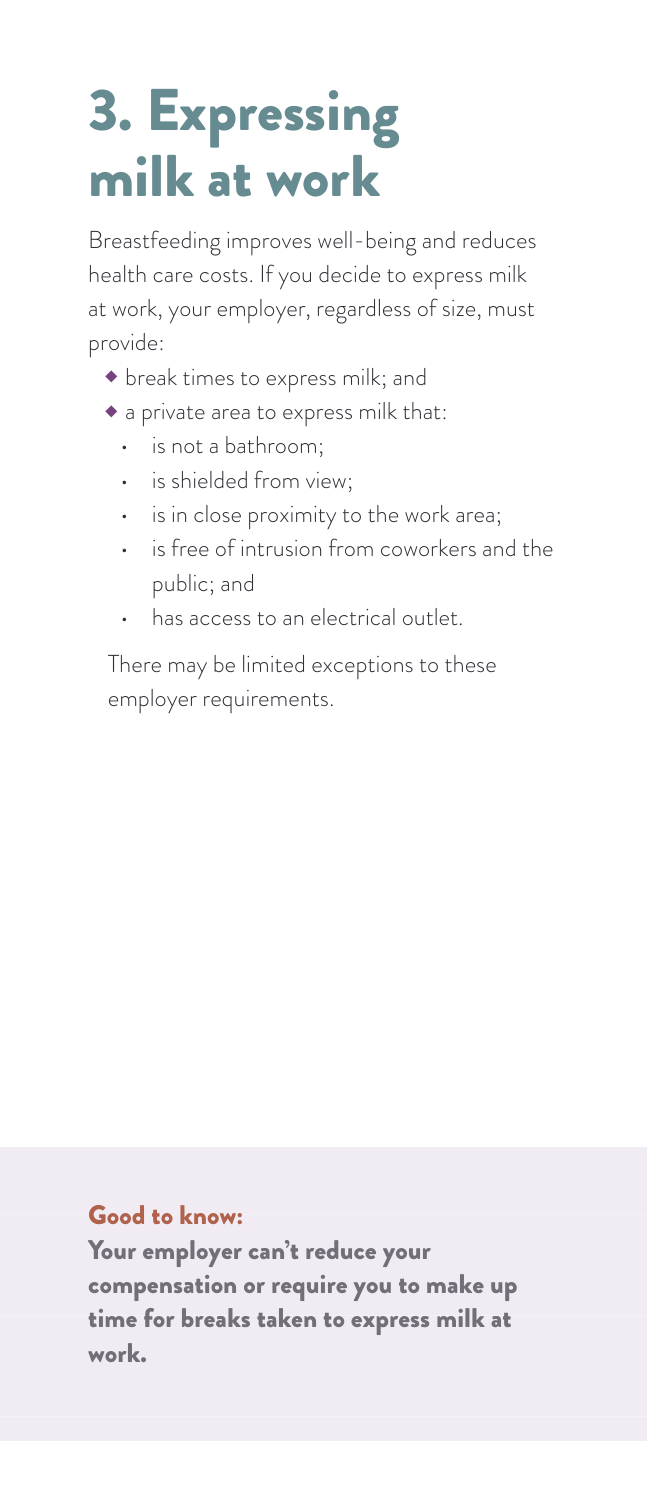# 3. Expressing milk at work

Breastfeeding improves well-being and reduces health care costs. If you decide to express milk at work, your employer, regardless of size, must provide:

- break times to express milk; and
- a private area to express milk that:
  - is not a bathroom;
  - is shielded from view;
  - is in close proximity to the work area;
  - is free of intrusion from coworkers and the public; and
  - has access to an electrical outlet.

There may be limited exceptions to these employer requirements.

**Good to know:**

**Your employer can't reduce your compensation or require you to make up time for breaks taken to express milk at work.**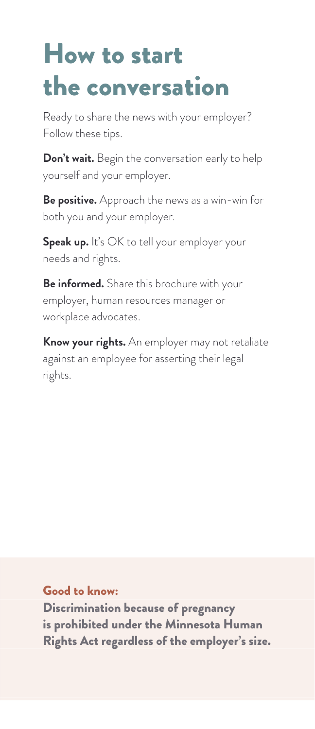# How to start the conversation

Ready to share the news with your employer? Follow these tips.

**Don't wait.** Begin the conversation early to help yourself and your employer.

**Be positive.** Approach the news as a win-win for both you and your employer.

**Speak up.** It's OK to tell your employer your needs and rights.

**Be informed.** Share this brochure with your employer, human resources manager or workplace advocates.

**Know your rights.** An employer may not retaliate against an employee for asserting their legal rights.

**Good to know:**

**Discrimination because of pregnancy is prohibited under the Minnesota Human Rights Act regardless of the employer's size.**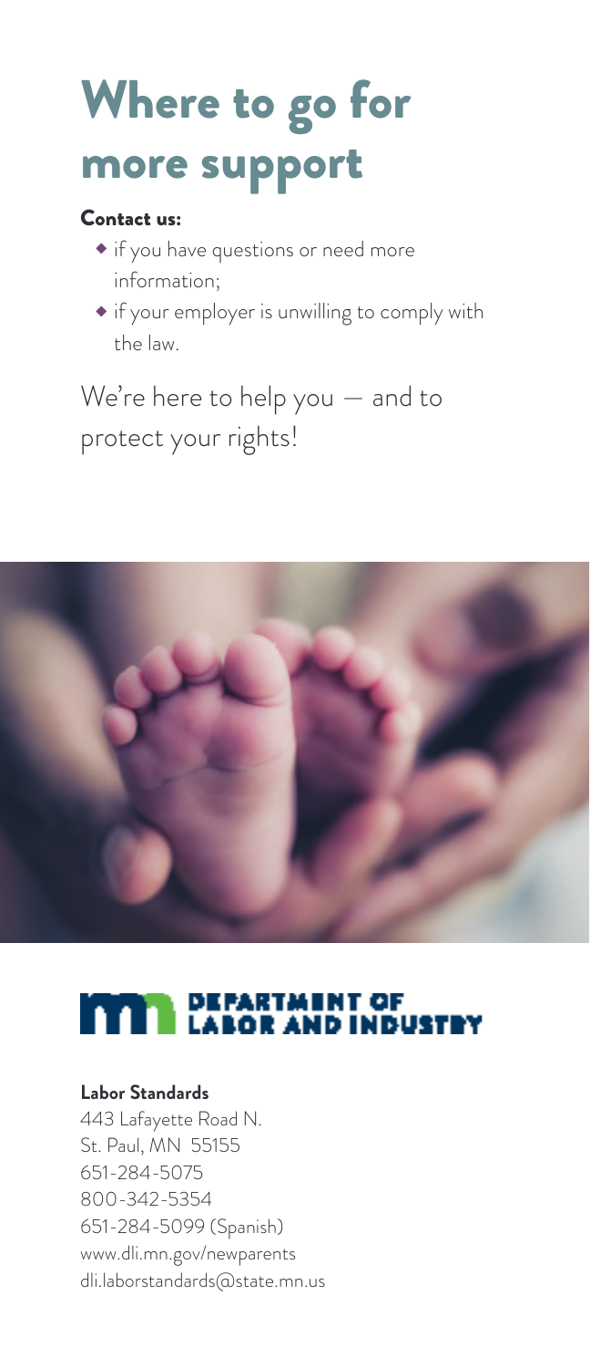# Where to go for more support

**Contact us:**

- if you have questions or need more information;
- if your employer is unwilling to comply with the law.

We're here to help you — and to protect your rights!

DEPARTMENT OF LABOR AND INDUSTRY

**Labor Standards**
443 Lafayette Road N.
St. Paul, MN 55155
651-284-5075
800-342-5354
651-284-5099 (Spanish)
www.dli.mn.gov/newparents
dli.laborstandards@state.mn.us